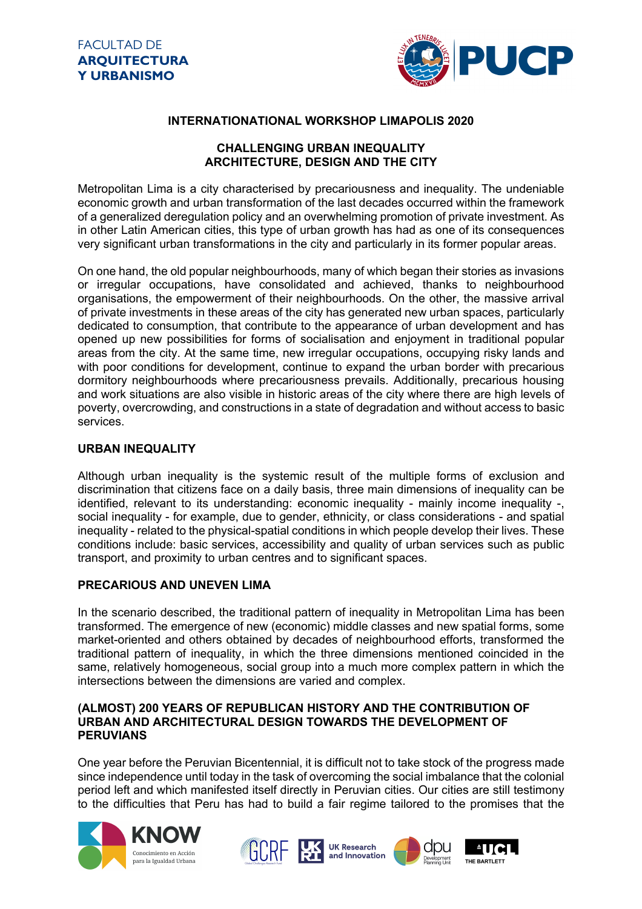FACULTAD DE
**ARQUITECTURA**
**Y URBANISMO**

## INTERNATIONATIONAL WORKSHOP LIMAPOLIS 2020

## CHALLENGING URBAN INEQUALITY
## ARCHITECTURE, DESIGN AND THE CITY

Metropolitan Lima is a city characterised by precariousness and inequality. The undeniable economic growth and urban transformation of the last decades occurred within the framework of a generalized deregulation policy and an overwhelming promotion of private investment. As in other Latin American cities, this type of urban growth has had as one of its consequences very significant urban transformations in the city and particularly in its former popular areas.

On one hand, the old popular neighbourhoods, many of which began their stories as invasions or irregular occupations, have consolidated and achieved, thanks to neighbourhood organisations, the empowerment of their neighbourhoods. On the other, the massive arrival of private investments in these areas of the city has generated new urban spaces, particularly dedicated to consumption, that contribute to the appearance of urban development and has opened up new possibilities for forms of socialisation and enjoyment in traditional popular areas from the city. At the same time, new irregular occupations, occupying risky lands and with poor conditions for development, continue to expand the urban border with precarious dormitory neighbourhoods where precariousness prevails. Additionally, precarious housing and work situations are also visible in historic areas of the city where there are high levels of poverty, overcrowding, and constructions in a state of degradation and without access to basic services.

### URBAN INEQUALITY

Although urban inequality is the systemic result of the multiple forms of exclusion and discrimination that citizens face on a daily basis, three main dimensions of inequality can be identified, relevant to its understanding: economic inequality - mainly income inequality -, social inequality - for example, due to gender, ethnicity, or class considerations - and spatial inequality - related to the physical-spatial conditions in which people develop their lives. These conditions include: basic services, accessibility and quality of urban services such as public transport, and proximity to urban centres and to significant spaces.

### PRECARIOUS AND UNEVEN LIMA

In the scenario described, the traditional pattern of inequality in Metropolitan Lima has been transformed. The emergence of new (economic) middle classes and new spatial forms, some market-oriented and others obtained by decades of neighbourhood efforts, transformed the traditional pattern of inequality, in which the three dimensions mentioned coincided in the same, relatively homogeneous, social group into a much more complex pattern in which the intersections between the dimensions are varied and complex.

### (ALMOST) 200 YEARS OF REPUBLICAN HISTORY AND THE CONTRIBUTION OF URBAN AND ARCHITECTURAL DESIGN TOWARDS THE DEVELOPMENT OF PERUVIANS

One year before the Peruvian Bicentennial, it is difficult not to take stock of the progress made since independence until today in the task of overcoming the social imbalance that the colonial period left and which manifested itself directly in Peruvian cities. Our cities are still testimony to the difficulties that Peru has had to build a fair regime tailored to the promises that the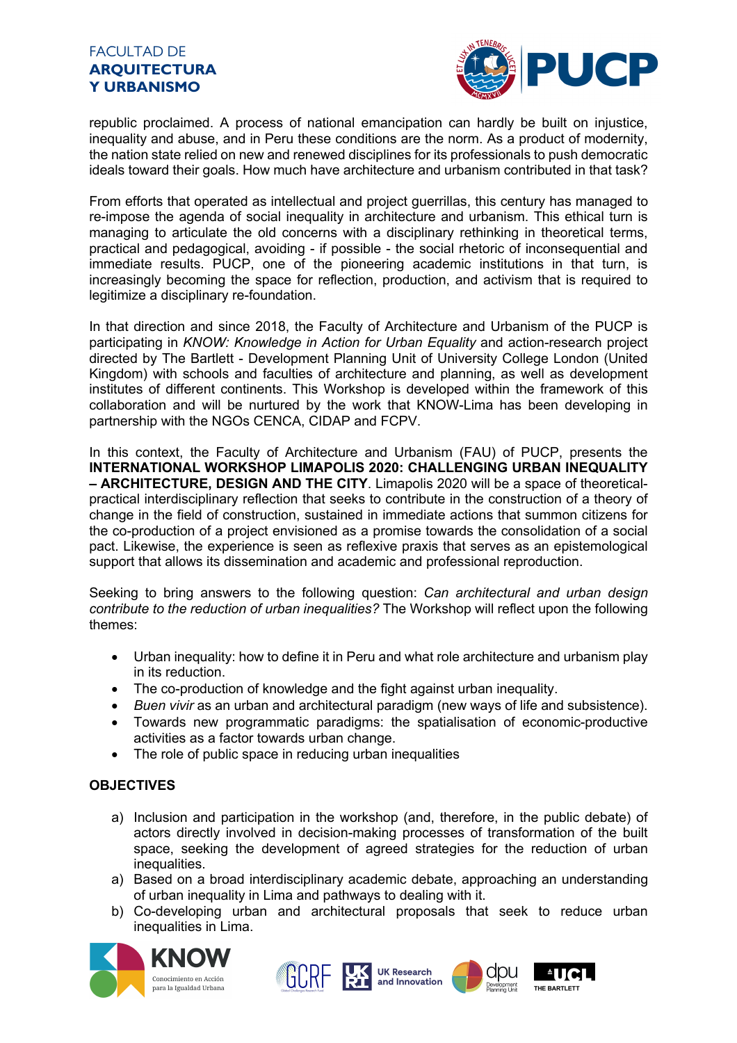republic proclaimed. A process of national emancipation can hardly be built on injustice, inequality and abuse, and in Peru these conditions are the norm. As a product of modernity, the nation state relied on new and renewed disciplines for its professionals to push democratic ideals toward their goals. How much have architecture and urbanism contributed in that task?

From efforts that operated as intellectual and project guerrillas, this century has managed to re-impose the agenda of social inequality in architecture and urbanism. This ethical turn is managing to articulate the old concerns with a disciplinary rethinking in theoretical terms, practical and pedagogical, avoiding - if possible - the social rhetoric of inconsequential and immediate results. PUCP, one of the pioneering academic institutions in that turn, is increasingly becoming the space for reflection, production, and activism that is required to legitimize a disciplinary re-foundation.

In that direction and since 2018, the Faculty of Architecture and Urbanism of the PUCP is participating in *KNOW: Knowledge in Action for Urban Equality* and action-research project directed by The Bartlett - Development Planning Unit of University College London (United Kingdom) with schools and faculties of architecture and planning, as well as development institutes of different continents. This Workshop is developed within the framework of this collaboration and will be nurtured by the work that KNOW-Lima has been developing in partnership with the NGOs CENCA, CIDAP and FCPV.

In this context, the Faculty of Architecture and Urbanism (FAU) of PUCP, presents the **INTERNATIONAL WORKSHOP LIMAPOLIS 2020: CHALLENGING URBAN INEQUALITY – ARCHITECTURE, DESIGN AND THE CITY**. Limapolis 2020 will be a space of theoretical-practical interdisciplinary reflection that seeks to contribute in the construction of a theory of change in the field of construction, sustained in immediate actions that summon citizens for the co-production of a project envisioned as a promise towards the consolidation of a social pact. Likewise, the experience is seen as reflexive praxis that serves as an epistemological support that allows its dissemination and academic and professional reproduction.

Seeking to bring answers to the following question: *Can architectural and urban design contribute to the reduction of urban inequalities?* The Workshop will reflect upon the following themes:

- Urban inequality: how to define it in Peru and what role architecture and urbanism play in its reduction.
- The co-production of knowledge and the fight against urban inequality.
- *Buen vivir* as an urban and architectural paradigm (new ways of life and subsistence).
- Towards new programmatic paradigms: the spatialisation of economic-productive activities as a factor towards urban change.
- The role of public space in reducing urban inequalities

## OBJECTIVES

a) Inclusion and participation in the workshop (and, therefore, in the public debate) of actors directly involved in decision-making processes of transformation of the built space, seeking the development of agreed strategies for the reduction of urban inequalities.

a) Based on a broad interdisciplinary academic debate, approaching an understanding of urban inequality in Lima and pathways to dealing with it.

b) Co-developing urban and architectural proposals that seek to reduce urban inequalities in Lima.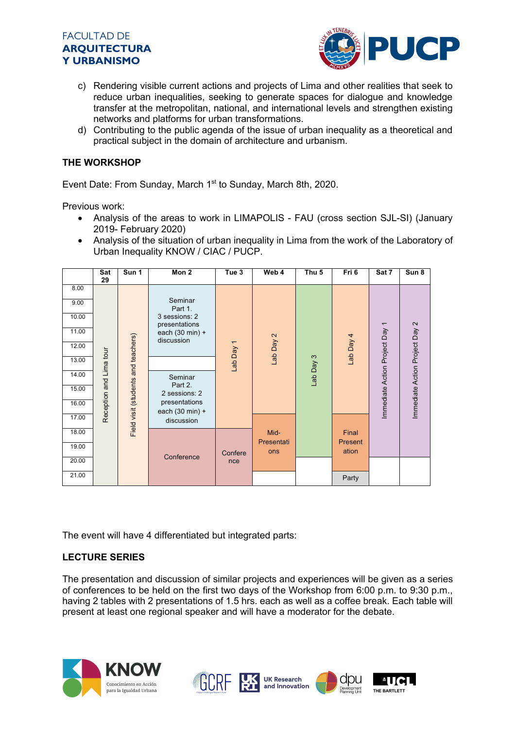- c) Rendering visible current actions and projects of Lima and other realities that seek to reduce urban inequalities, seeking to generate spaces for dialogue and knowledge transfer at the metropolitan, national, and international levels and strengthen existing networks and platforms for urban transformations.
- d) Contributing to the public agenda of the issue of urban inequality as a theoretical and practical subject in the domain of architecture and urbanism.

## THE WORKSHOP

Event Date: From Sunday, March 1st to Sunday, March 8th, 2020.

Previous work:

- Analysis of the areas to work in LIMAPOLIS - FAU (cross section SJL-SI) (January 2019- February 2020)
- Analysis of the situation of urban inequality in Lima from the work of the Laboratory of Urban Inequality KNOW / CIAC / PUCP.

| | Sat 29 | Sun 1 | Mon 2 | Tue 3 | Web 4 | Thu 5 | Fri 6 | Sat 7 | Sun 8 |
|---|---|---|---|---|---|---|---|---|---|
| 8.00 | Reception and Lima tour | Field visit (students and teachers) | | Lab Day 1 | Lab Day 2 | Lab Day 3 | Lab Day 4 | Immediate Action Project Day 1 | Immediate Action Project Day 2 |
| 9.00 | | | Seminar Part 1. 3 sessions: 2 presentations each (30 min) + discussion | | | | | | |
| 10.00 | | | | | | | | | |
| 11.00 | | | | | | | | | |
| 12.00 | | | | | | | | | |
| 13.00 | | | | | | | | | |
| 14.00 | | | Seminar Part 2. 2 sessions: 2 presentations each (30 min) + discussion | | | | | | |
| 15.00 | | | | | | | | | |
| 16.00 | | | | | | | | | |
| 17.00 | | | | | Mid-Presentations | | Final Presentation | | |
| 18.00 | | | Conference | Conference | | | | | |
| 19.00 | | | | | | | | | |
| 20.00 | | | | | | | | | |
| 21.00 | | | | | | | Party | | |

The event will have 4 differentiated but integrated parts:

## LECTURE SERIES

The presentation and discussion of similar projects and experiences will be given as a series of conferences to be held on the first two days of the Workshop from 6:00 p.m. to 9:30 p.m., having 2 tables with 2 presentations of 1.5 hrs. each as well as a coffee break. Each table will present at least one regional speaker and will have a moderator for the debate.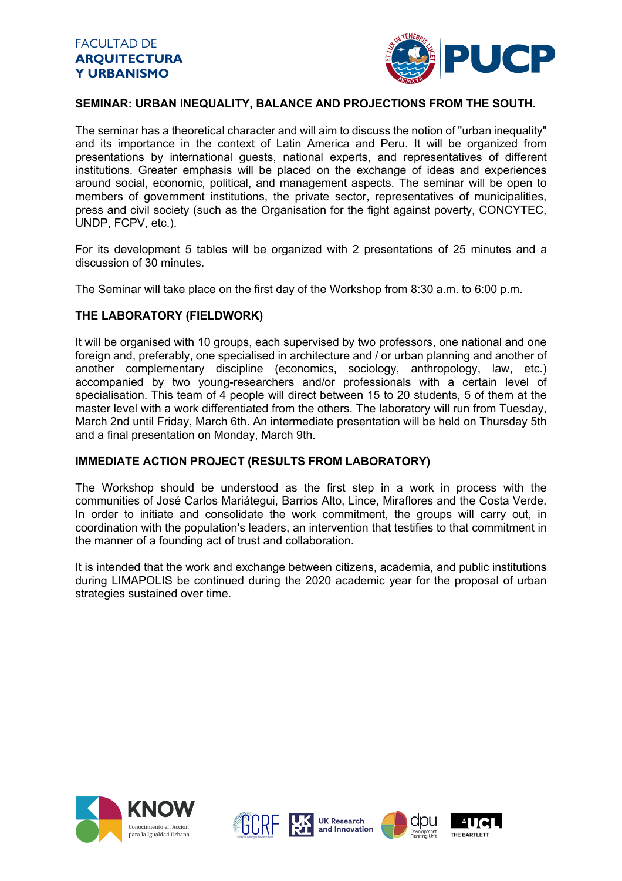## SEMINAR: URBAN INEQUALITY, BALANCE AND PROJECTIONS FROM THE SOUTH.

The seminar has a theoretical character and will aim to discuss the notion of "urban inequality" and its importance in the context of Latin America and Peru. It will be organized from presentations by international guests, national experts, and representatives of different institutions. Greater emphasis will be placed on the exchange of ideas and experiences around social, economic, political, and management aspects. The seminar will be open to members of government institutions, the private sector, representatives of municipalities, press and civil society (such as the Organisation for the fight against poverty, CONCYTEC, UNDP, FCPV, etc.).

For its development 5 tables will be organized with 2 presentations of 25 minutes and a discussion of 30 minutes.

The Seminar will take place on the first day of the Workshop from 8:30 a.m. to 6:00 p.m.

## THE LABORATORY (FIELDWORK)

It will be organised with 10 groups, each supervised by two professors, one national and one foreign and, preferably, one specialised in architecture and / or urban planning and another of another complementary discipline (economics, sociology, anthropology, law, etc.) accompanied by two young-researchers and/or professionals with a certain level of specialisation. This team of 4 people will direct between 15 to 20 students, 5 of them at the master level with a work differentiated from the others. The laboratory will run from Tuesday, March 2nd until Friday, March 6th. An intermediate presentation will be held on Thursday 5th and a final presentation on Monday, March 9th.

## IMMEDIATE ACTION PROJECT (RESULTS FROM LABORATORY)

The Workshop should be understood as the first step in a work in process with the communities of José Carlos Mariátegui, Barrios Alto, Lince, Miraflores and the Costa Verde. In order to initiate and consolidate the work commitment, the groups will carry out, in coordination with the population's leaders, an intervention that testifies to that commitment in the manner of a founding act of trust and collaboration.

It is intended that the work and exchange between citizens, academia, and public institutions during LIMAPOLIS be continued during the 2020 academic year for the proposal of urban strategies sustained over time.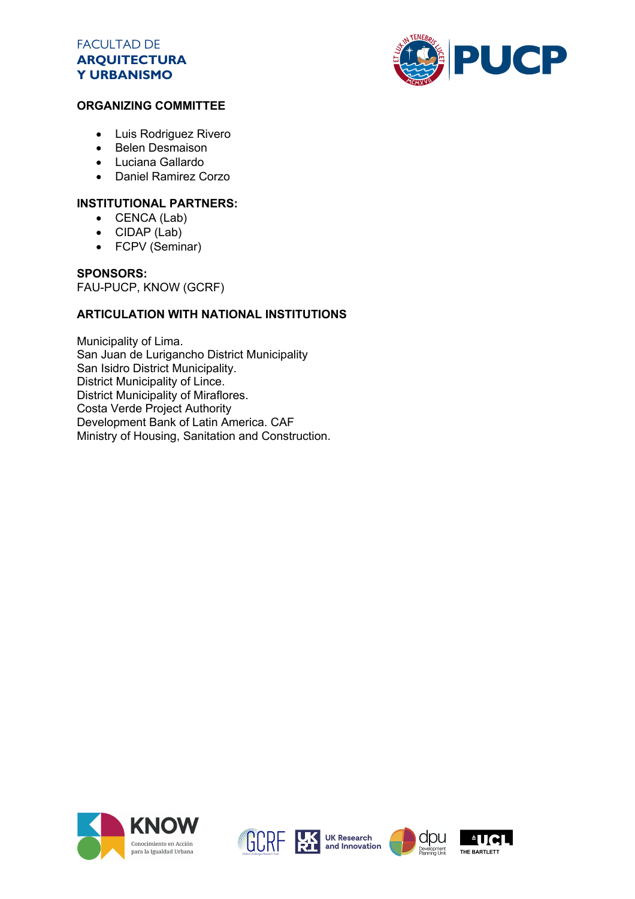## ORGANIZING COMMITTEE

- Luis Rodriguez Rivero
- Belen Desmaison
- Luciana Gallardo
- Daniel Ramirez Corzo

## INSTITUTIONAL PARTNERS:

- CENCA (Lab)
- CIDAP (Lab)
- FCPV (Seminar)

## SPONSORS:

FAU-PUCP, KNOW (GCRF)

## ARTICULATION WITH NATIONAL INSTITUTIONS

Municipality of Lima.
San Juan de Lurigancho District Municipality
San Isidro District Municipality.
District Municipality of Lince.
District Municipality of Miraflores.
Costa Verde Project Authority
Development Bank of Latin America. CAF
Ministry of Housing, Sanitation and Construction.